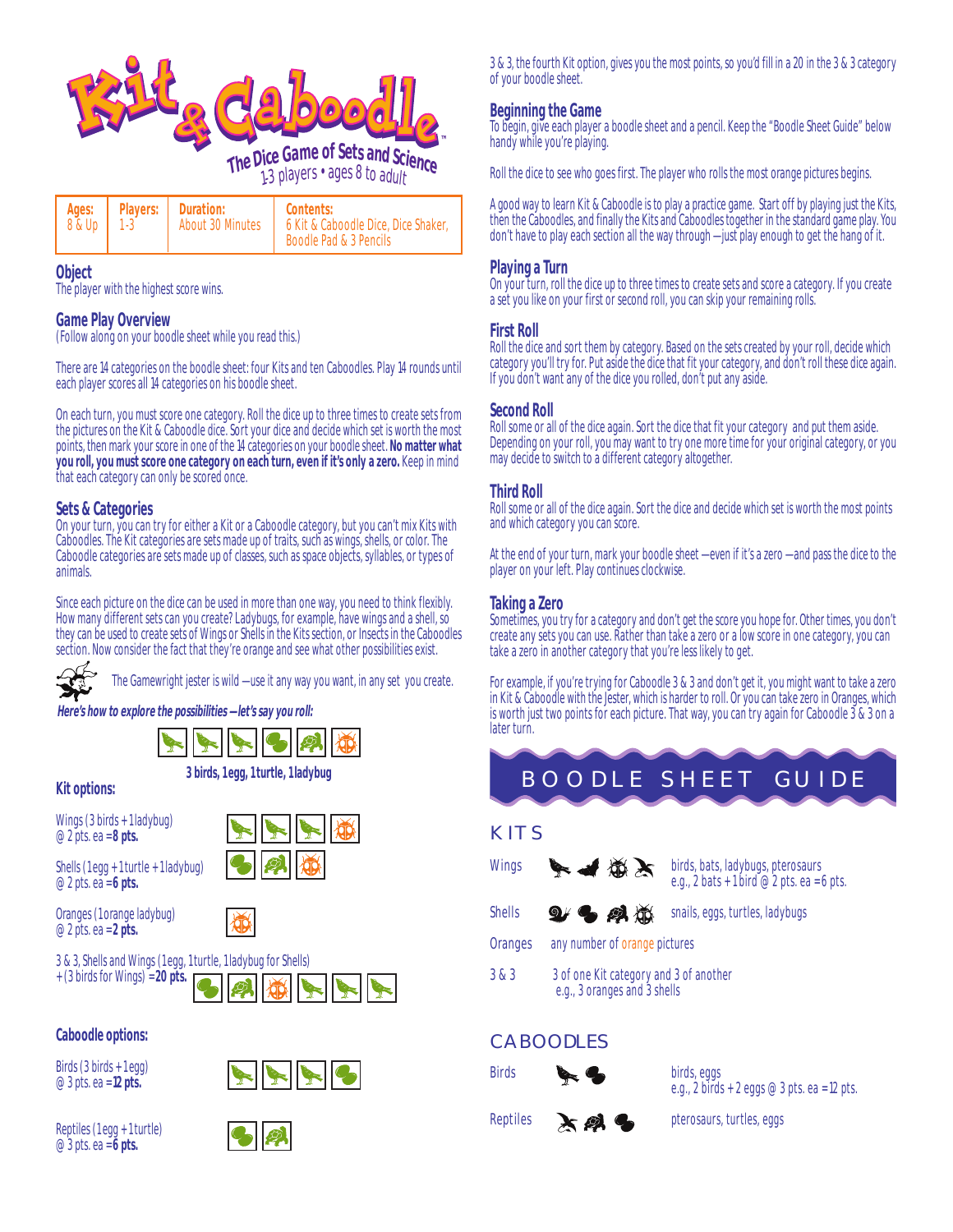# Kit & Caboodle

**The Dice Game of Sets and Science**

1-3 players • ages 8 to adult

| Ages: | Players: | Duration: | Contents: |
|---|---|---|---|
| 8 & Up | 1-3 | About 30 Minutes | 6 Kit & Caboodle Dice, Dice Shaker, Boodle Pad & 3 Pencils |

## Object

The player with the highest score wins.

## Game Play Overview

(Follow along on your boodle sheet while you read this.)

There are 14 categories on the boodle sheet: four Kits and ten Caboodles. Play 14 rounds until each player scores all 14 categories on his boodle sheet.

On each turn, you must score one category. Roll the dice up to three times to create sets from the pictures on the Kit & Caboodle dice. Sort your dice and decide which set is worth the most points, then mark your score in one of the 14 categories on your boodle sheet. **No matter what you roll, you must score one category on each turn, even if it's only a zero.** Keep in mind that each category can only be scored once.

## Sets & Categories

On your turn, you can try for either a Kit or a Caboodle category, but you can't mix Kits with Caboodles. The Kit categories are sets made up of traits, such as wings, shells, or color. The Caboodle categories are sets made up of classes, such as space objects, syllables, or types of animals.

Since each picture on the dice can be used in more than one way, you need to think flexibly. How many different sets can you create? Ladybugs, for example, have wings and a shell, so they can be used to create sets of Wings or Shells in the Kits section, or Insects in the Caboodles section. Now consider the fact that they're orange and see what other possibilities exist.

The Gamewright jester is wild—use it any way you want, in any set you create.

***Here's how to explore the possibilities—let's say you roll:***

**3 birds, 1 egg, 1 turtle, 1 ladybug**

### Kit options:

Wings (3 birds + 1 ladybug) @ 2 pts. ea = **8 pts.**

Shells (1 egg + 1 turtle + 1 ladybug) @ 2 pts. ea = **6 pts.**

Oranges (1 orange ladybug) @ 2 pts. ea = **2 pts.**

3 & 3, Shells and Wings (1 egg, 1 turtle, 1 ladybug for Shells) + (3 birds for Wings) = **20 pts.**

### Caboodle options:

Birds (3 birds + 1 egg) @ 3 pts. ea = **12 pts.**

Reptiles (1 egg + 1 turtle) @ 3 pts. ea = **6 pts.**

3 & 3, the fourth Kit option, gives you the most points, so you'd fill in a 20 in the 3 & 3 category of your boodle sheet.

## Beginning the Game

To begin, give each player a boodle sheet and a pencil. Keep the "Boodle Sheet Guide" below handy while you're playing.

Roll the dice to see who goes first. The player who rolls the most orange pictures begins.

A good way to learn Kit & Caboodle is to play a practice game. Start off by playing just the Kits, then the Caboodles, and finally the Kits and Caboodles together in the standard game play. You don't have to play each section all the way through—just play enough to get the hang of it.

## Playing a Turn

On your turn, roll the dice up to three times to create sets and score a category. If you create a set you like on your first or second roll, you can skip your remaining rolls.

## First Roll

Roll the dice and sort them by category. Based on the sets created by your roll, decide which category you'll try for. Put aside the dice that fit your category, and don't roll these dice again. If you don't want any of the dice you rolled, don't put any aside.

## Second Roll

Roll some or all of the dice again. Sort the dice that fit your category and put them aside. Depending on your roll, you may want to try one more time for your original category, or you may decide to switch to a different category altogether.

## Third Roll

Roll some or all of the dice again. Sort the dice and decide which set is worth the most points and which category you can score.

At the end of your turn, mark your boodle sheet—even if it's a zero—and pass the dice to the player on your left. Play continues clockwise.

## Taking a Zero

Sometimes, you try for a category and don't get the score you hope for. Other times, you don't create any sets you can use. Rather than take a zero or a low score in one category, you can take a zero in another category that you're less likely to get.

For example, if you're trying for Caboodle 3 & 3 and don't get it, you might want to take a zero in Kit & Caboodle with the Jester, which is harder to roll. Or you can take zero in Oranges, which is worth just two points for each picture. That way, you can try again for Caboodle 3 & 3 on a later turn.

# BOODLE SHEET GUIDE

## KITS

| Category | Description |
|---|---|
| Wings | birds, bats, ladybugs, pterosaurs<br>e.g., 2 bats + 1 bird @ 2 pts. ea = 6 pts. |
| Shells | snails, eggs, turtles, ladybugs |
| Oranges | any number of orange pictures |
| 3 & 3 | 3 of one Kit category and 3 of another<br>e.g., 3 oranges and 3 shells |

## CABOODLES

| Category | Description |
|---|---|
| Birds | birds, eggs<br>e.g., 2 birds + 2 eggs @ 3 pts. ea = 12 pts. |
| Reptiles | pterosaurs, turtles, eggs |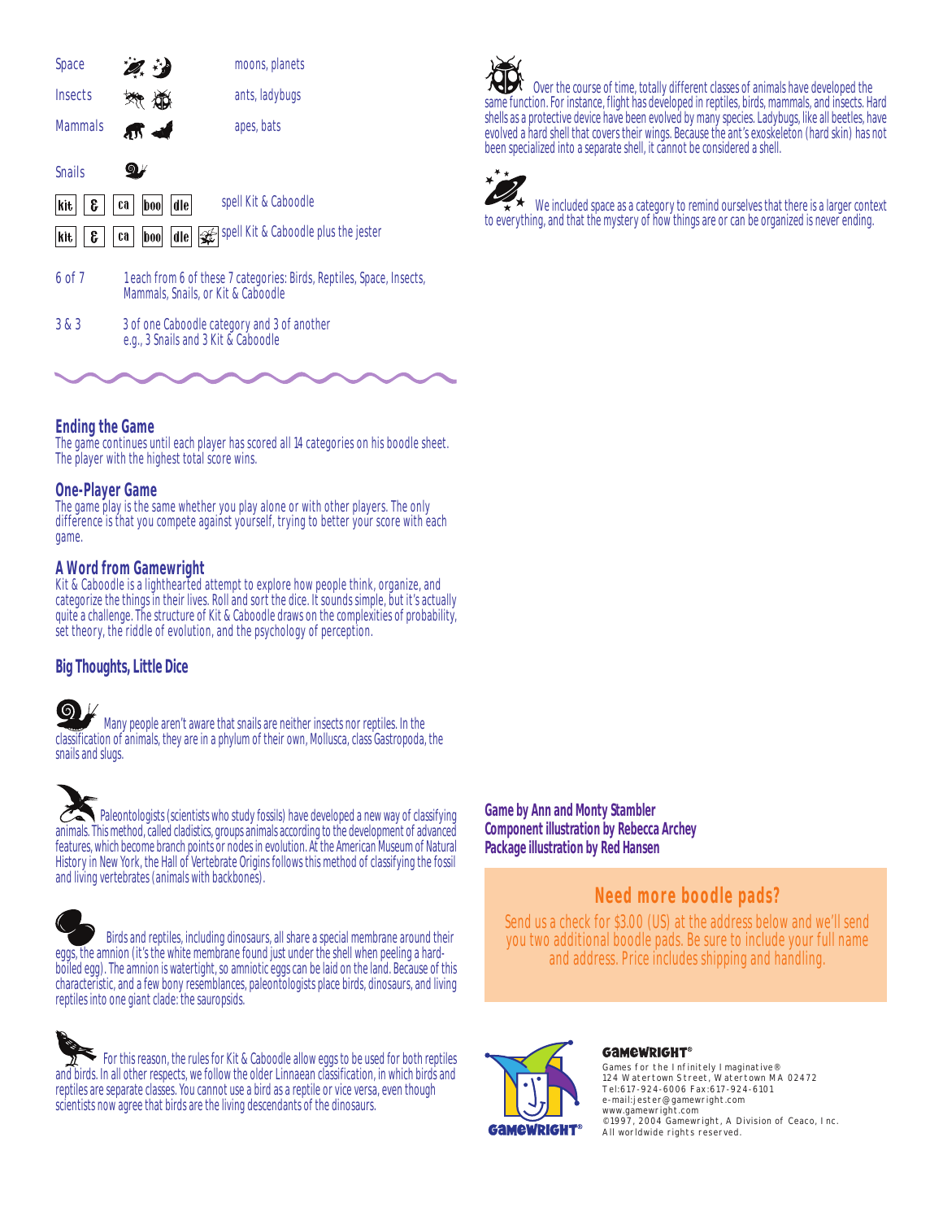| | | |
|---|---|---|
| Space | | moons, planets |
| Insects | | ants, ladybugs |
| Mammals | | apes, bats |
| Snails | | |
| kit & ca boo dle | | spell Kit & Caboodle |
| kit & ca boo dle | | spell Kit & Caboodle plus the jester |
| 6 of 7 | | 1 each from 6 of these 7 categories: Birds, Reptiles, Space, Insects, Mammals, Snails, or Kit & Caboodle |
| 3 & 3 | | 3 of one Caboodle category and 3 of another e.g., 3 Snails and 3 Kit & Caboodle |

## Ending the Game

The game continues until each player has scored all 14 categories on his boodle sheet. The player with the highest total score wins.

## One-Player Game

The game play is the same whether you play alone or with other players. The only difference is that you compete against yourself, trying to better your score with each game.

## A Word from Gamewright

Kit & Caboodle is a lighthearted attempt to explore how people think, organize, and categorize the things in their lives. Roll and sort the dice. It sounds simple, but it's actually quite a challenge. The structure of Kit & Caboodle draws on the complexities of probability, set theory, the riddle of evolution, and the psychology of perception.

## Big Thoughts, Little Dice

Many people aren't aware that snails are neither insects nor reptiles. In the classification of animals, they are in a phylum of their own, Mollusca, class Gastropoda, the snails and slugs.

Paleontologists (scientists who study fossils) have developed a new way of classifying animals. This method, called cladistics, groups animals according to the development of advanced features, which become branch points or nodes in evolution. At the American Museum of Natural History in New York, the Hall of Vertebrate Origins follows this method of classifying the fossil and living vertebrates (animals with backbones).

Birds and reptiles, including dinosaurs, all share a special membrane around their eggs, the amnion (it's the white membrane found just under the shell when peeling a hard-boiled egg). The amnion is watertight, so amniotic eggs can be laid on the land. Because of this characteristic, and a few bony resemblances, paleontologists place birds, dinosaurs, and living reptiles into one giant clade: the sauropsids.

For this reason, the rules for Kit & Caboodle allow eggs to be used for both reptiles and birds. In all other respects, we follow the older Linnaean classification, in which birds and reptiles are separate classes. You cannot use a bird as a reptile or vice versa, even though scientists now agree that birds are the living descendants of the dinosaurs.

Over the course of time, totally different classes of animals have developed the same function. For instance, flight has developed in reptiles, birds, mammals, and insects. Hard shells as a protective device have been evolved by many species. Ladybugs, like all beetles, have evolved a hard shell that covers their wings. Because the ant's exoskeleton (hard skin) has not been specialized into a separate shell, it cannot be considered a shell.

We included space as a category to remind ourselves that there is a larger context to everything, and that the mystery of how things are or can be organized is never ending.

**Game by Ann and Monty Stambler**
**Component illustration by Rebecca Archey**
**Package illustration by Red Hansen**

## Need more boodle pads?

Send us a check for $3.00 (US) at the address below and we'll send you two additional boodle pads. Be sure to include your full name and address. Price includes shipping and handling.

**GAMEWRIGHT®**
Games for the Infinitely Imaginative®
124 Watertown Street, Watertown MA 02472
Tel:617-924-6006 Fax:617-924-6101
e-mail:jester@gamewright.com
www.gamewright.com
©1997, 2004 Gamewright, A Division of Ceaco, Inc.
All worldwide rights reserved.